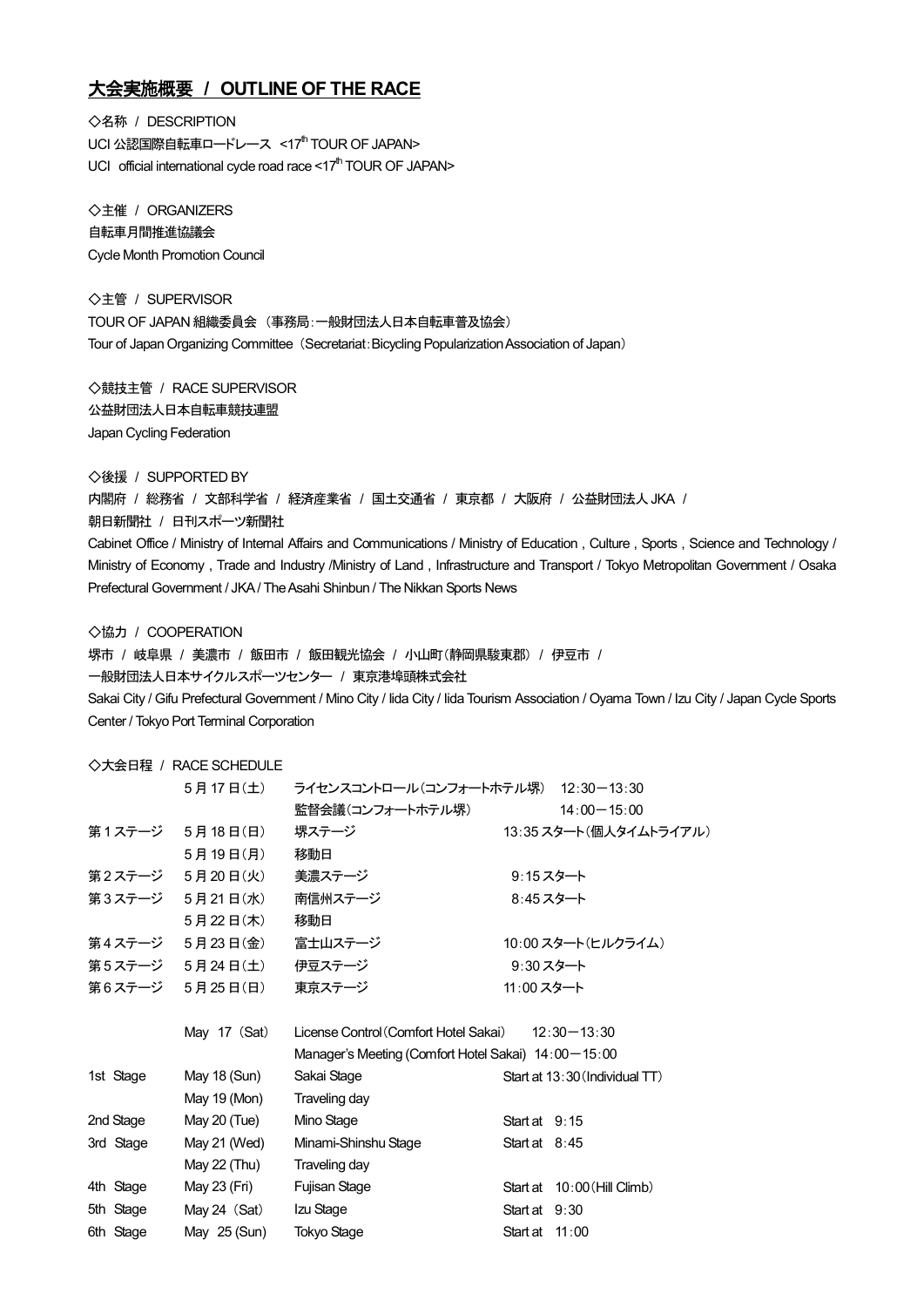## 大会実施概要 / OUTLINE OF THE RACE

◇名称 / DESCRIPTION

UCI 公認国際自転車ロードレース <17th TOUR OF JAPAN>

UCI official international cycle road race <17th TOUR OF JAPAN>

◇主催 / ORGANIZERS

自転車月間推進協議会

Cycle Month Promotion Council

◇主管 / SUPERVISOR

TOUR OF JAPAN 組織委員会 （事務局:一般財団法人日本自転車普及協会）

Tour of Japan Organizing Committee（Secretariat:Bicycling Popularization Association of Japan）

◇競技主管 / RACE SUPERVISOR

公益財団法人日本自転車競技連盟

Japan Cycling Federation

◇後援 / SUPPORTED BY

内閣府 / 総務省 / 文部科学省 / 経済産業省 / 国土交通省 / 東京都 / 大阪府 / 公益財団法人 JKA /

朝日新聞社 / 日刊スポーツ新聞社

Cabinet Office / Ministry of Internal Affairs and Communications / Ministry of Education , Culture , Sports , Science and Technology / Ministry of Economy , Trade and Industry /Ministry of Land , Infrastructure and Transport / Tokyo Metropolitan Government / Osaka Prefectural Government / JKA / The Asahi Shinbun / The Nikkan Sports News

◇協力 / COOPERATION

堺市 / 岐阜県 / 美濃市 / 飯田市 / 飯田観光協会 / 小山町(静岡県駿東郡) / 伊豆市 /

一般財団法人日本サイクルスポーツセンター / 東京港埠頭株式会社

Sakai City / Gifu Prefectural Government / Mino City / Iida City / Iida Tourism Association / Oyama Town / Izu City / Japan Cycle Sports Center / Tokyo Port Terminal Corporation

◇大会日程 / RACE SCHEDULE

| | | | |
|---|---|---|---|
| | 5 月 17 日(土) | ライセンスコントロール(コンフォートホテル堺) | 12:30－13:30 |
| | | 監督会議(コンフォートホテル堺) | 14:00－15:00 |
| 第 1 ステージ | 5 月 18 日(日) | 堺ステージ | 13:35 スタート(個人タイムトライアル) |
| | 5 月 19 日(月) | 移動日 | |
| 第 2 ステージ | 5 月 20 日(火) | 美濃ステージ | 9:15 スタート |
| 第 3 ステージ | 5 月 21 日(水) | 南信州ステージ | 8:45 スタート |
| | 5 月 22 日(木) | 移動日 | |
| 第 4 ステージ | 5 月 23 日(金) | 富士山ステージ | 10:00 スタート(ヒルクライム) |
| 第 5 ステージ | 5 月 24 日(土) | 伊豆ステージ | 9:30 スタート |
| 第 6 ステージ | 5 月 25 日(日) | 東京ステージ | 11:00 スタート |

| | | | |
|---|---|---|---|
| | May 17 (Sat) | License Control(Comfort Hotel Sakai) | 12:30－13:30 |
| | | Manager's Meeting (Comfort Hotel Sakai) | 14:00－15:00 |
| 1st Stage | May 18 (Sun) | Sakai Stage | Start at 13:30(Individual TT) |
| | May 19 (Mon) | Traveling day | |
| 2nd Stage | May 20 (Tue) | Mino Stage | Start at 9:15 |
| 3rd Stage | May 21 (Wed) | Minami-Shinshu Stage | Start at 8:45 |
| | May 22 (Thu) | Traveling day | |
| 4th Stage | May 23 (Fri) | Fujisan Stage | Start at 10:00(Hill Climb) |
| 5th Stage | May 24 (Sat) | Izu Stage | Start at 9:30 |
| 6th Stage | May 25 (Sun) | Tokyo Stage | Start at 11:00 |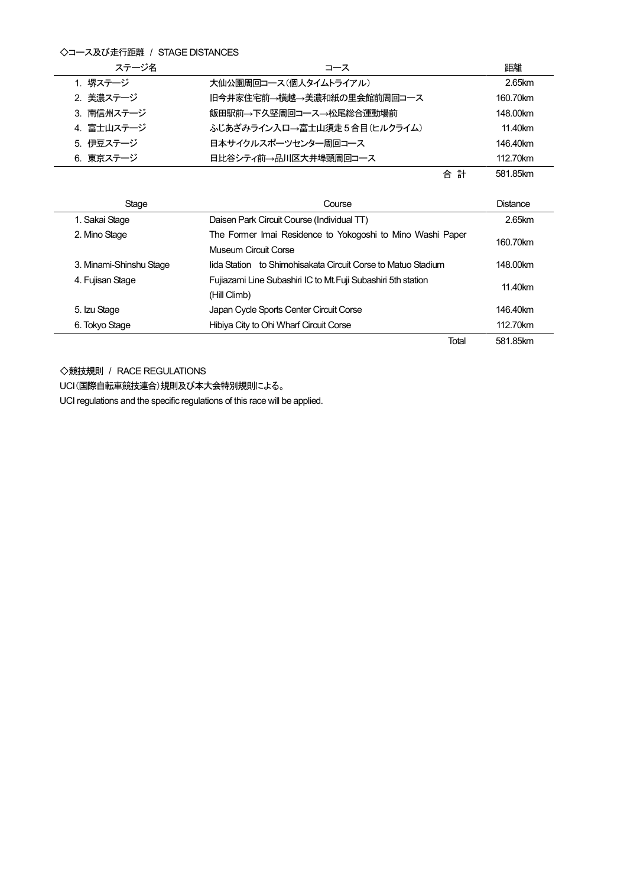◇コース及び走行距離 / STAGE DISTANCES

| ステージ名 | コース | 距離 |
| --- | --- | --- |
| 1. 堺ステージ | 大仙公園周回コース（個人タイムトライアル） | 2.65km |
| 2. 美濃ステージ | 旧今井家住宅前→横越→美濃和紙の里会館前周回コース | 160.70km |
| 3. 南信州ステージ | 飯田駅前→下久堅周回コース→松尾総合運動場前 | 148.00km |
| 4. 富士山ステージ | ふじあざみライン入口→富士山須走５合目（ヒルクライム） | 11.40km |
| 5. 伊豆ステージ | 日本サイクルスポーツセンター周回コース | 146.40km |
| 6. 東京ステージ | 日比谷シティ前→品川区大井埠頭周回コース | 112.70km |
| | 合 計 | 581.85km |

| Stage | Course | Distance |
| --- | --- | --- |
| 1. Sakai Stage | Daisen Park Circuit Course (Individual TT) | 2.65km |
| 2. Mino Stage | The Former Imai Residence to Yokogoshi to Mino Washi Paper Museum Circuit Corse | 160.70km |
| 3. Minami-Shinshu Stage | Iida Station to Shimohisakata Circuit Corse to Matuo Stadium | 148.00km |
| 4. Fujisan Stage | Fujiazami Line Subashiri IC to Mt.Fuji Subashiri 5th station (Hill Climb) | 11.40km |
| 5. Izu Stage | Japan Cycle Sports Center Circuit Corse | 146.40km |
| 6. Tokyo Stage | Hibiya City to Ohi Wharf Circuit Corse | 112.70km |
| | Total | 581.85km |

◇競技規則 / RACE REGULATIONS

UCI（国際自転車競技連合）規則及び本大会特別規則による。

UCI regulations and the specific regulations of this race will be applied.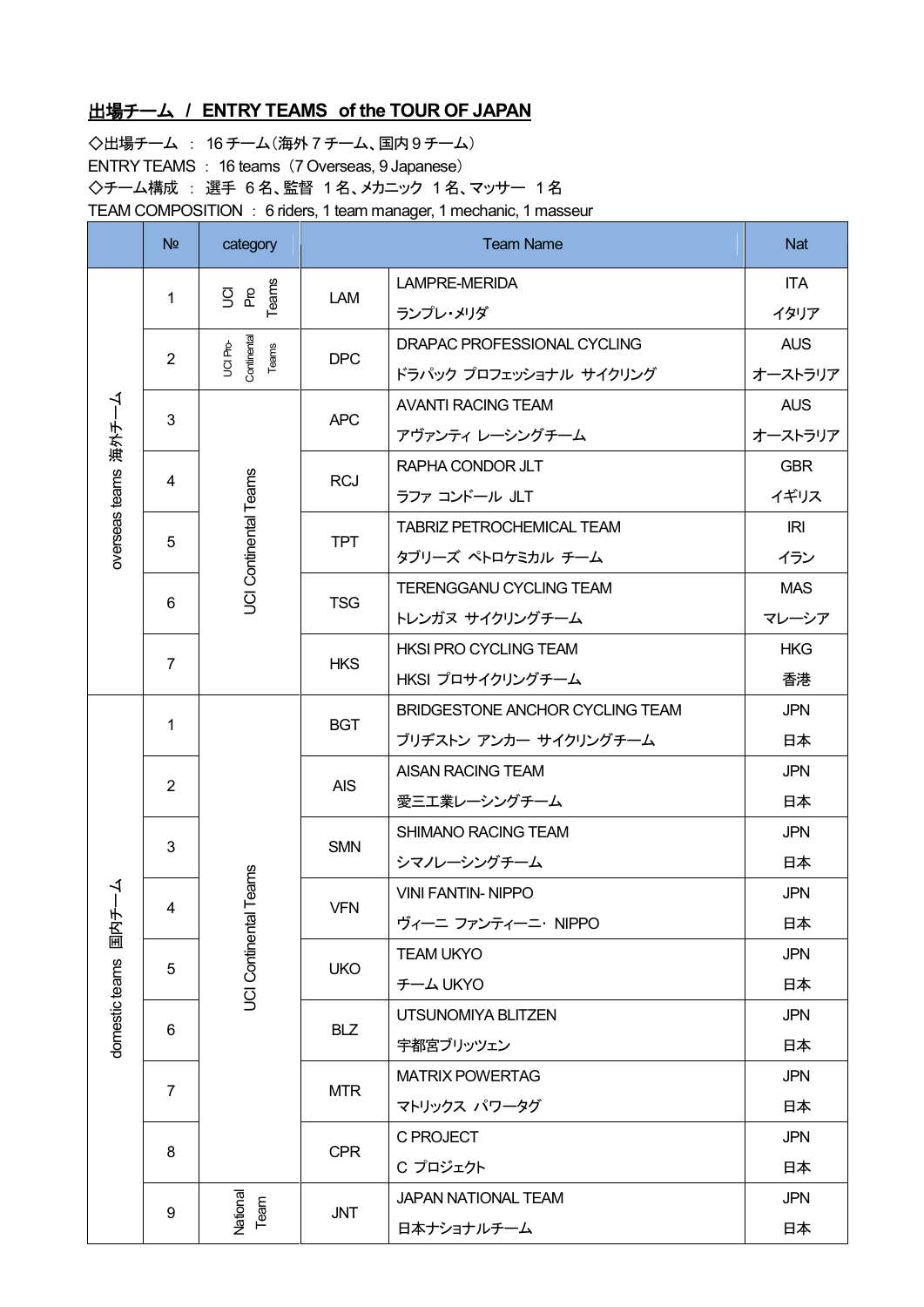## 出場チーム / ENTRY TEAMS of the TOUR OF JAPAN

◇出場チーム ： 16 チーム（海外 7 チーム、国内 9 チーム）
ENTRY TEAMS ： 16 teams（7 Overseas, 9 Japanese）
◇チーム構成 ： 選手 6 名、監督 1 名、メカニック 1 名、マッサー 1 名
TEAM COMPOSITION ： 6 riders, 1 team manager, 1 mechanic, 1 masseur

| | № | category | Team Name | | Nat |
|---|---|---|---|---|---|
| overseas teams 海外チーム | 1 | UCI Pro Teams | LAM | LAMPRE-MERIDA<br>ランプレ・メリダ | ITA<br>イタリア |
| | 2 | UCI Pro-Continental Teams | DPC | DRAPAC PROFESSIONAL CYCLING<br>ドラパック プロフェッショナル サイクリング | AUS<br>オーストラリア |
| | 3 | UCI Continental Teams | APC | AVANTI RACING TEAM<br>アヴァンティ レーシングチーム | AUS<br>オーストラリア |
| | 4 | | RCJ | RAPHA CONDOR JLT<br>ラファ コンドール JLT | GBR<br>イギリス |
| | 5 | | TPT | TABRIZ PETROCHEMICAL TEAM<br>タブリーズ ペトロケミカル チーム | IRI<br>イラン |
| | 6 | | TSG | TERENGGANU CYCLING TEAM<br>トレンガヌ サイクリングチーム | MAS<br>マレーシア |
| | 7 | | HKS | HKSI PRO CYCLING TEAM<br>HKSI プロサイクリングチーム | HKG<br>香港 |
| domestic teams 国内チーム | 1 | UCI Continental Teams | BGT | BRIDGESTONE ANCHOR CYCLING TEAM<br>ブリヂストン アンカー サイクリングチーム | JPN<br>日本 |
| | 2 | | AIS | AISAN RACING TEAM<br>愛三工業レーシングチーム | JPN<br>日本 |
| | 3 | | SMN | SHIMANO RACING TEAM<br>シマノレーシングチーム | JPN<br>日本 |
| | 4 | | VFN | VINI FANTIN- NIPPO<br>ヴィーニ ファンティーニ・ NIPPO | JPN<br>日本 |
| | 5 | | UKO | TEAM UKYO<br>チーム UKYO | JPN<br>日本 |
| | 6 | | BLZ | UTSUNOMIYA BLITZEN<br>宇都宮ブリッツェン | JPN<br>日本 |
| | 7 | | MTR | MATRIX POWERTAG<br>マトリックス パワータグ | JPN<br>日本 |
| | 8 | | CPR | C PROJECT<br>C プロジェクト | JPN<br>日本 |
| | 9 | National Team | JNT | JAPAN NATIONAL TEAM<br>日本ナショナルチーム | JPN<br>日本 |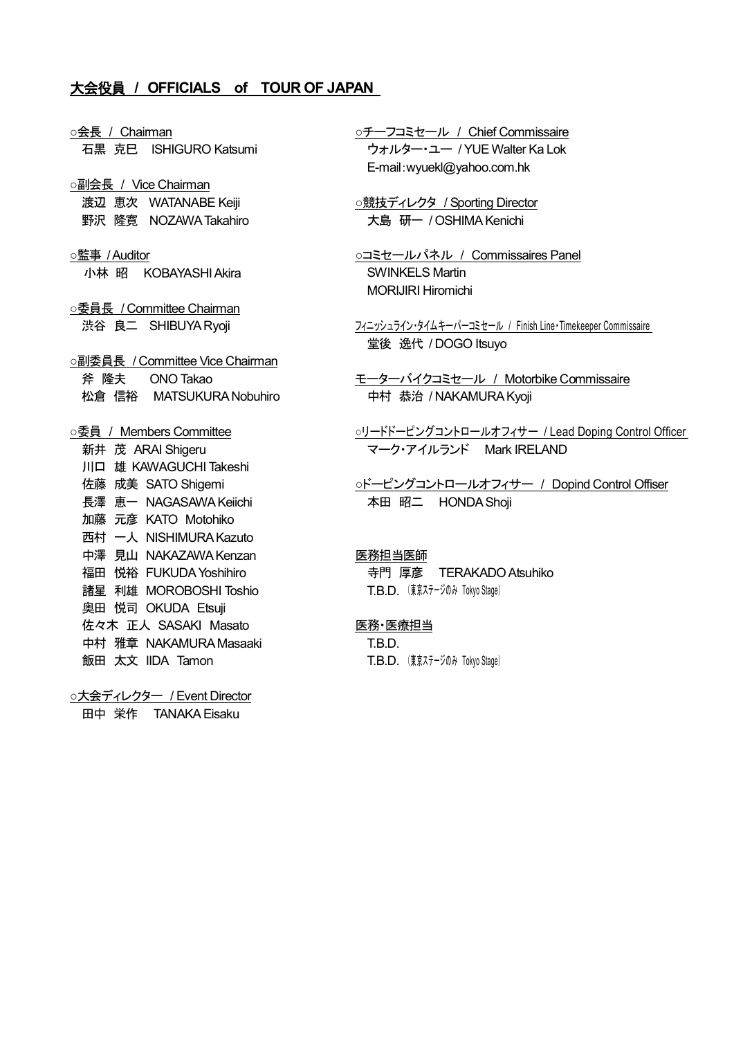## 大会役員 / OFFICIALS of TOUR OF JAPAN

○会長 / Chairman
石黒 克巳 ISHIGURO Katsumi

○副会長 / Vice Chairman
渡辺 恵次 WATANABE Keiji
野沢 隆寛 NOZAWA Takahiro

○監事 / Auditor
小林 昭 KOBAYASHI Akira

○委員長 / Committee Chairman
渋谷 良二 SHIBUYA Ryoji

○副委員長 / Committee Vice Chairman
斧 隆夫 ONO Takao
松倉 信裕 MATSUKURA Nobuhiro

○委員 / Members Committee
新井 茂 ARAI Shigeru
川口 雄 KAWAGUCHI Takeshi
佐藤 成美 SATO Shigemi
長澤 恵一 NAGASAWA Keiichi
加藤 元彦 KATO Motohiko
西村 一人 NISHIMURA Kazuto
中澤 見山 NAKAZAWA Kenzan
福田 悦裕 FUKUDA Yoshihiro
諸星 利雄 MOROBOSHI Toshio
奥田 悦司 OKUDA Etsuji
佐々木 正人 SASAKI Masato
中村 雅章 NAKAMURA Masaaki
飯田 太文 IIDA Tamon

○大会ディレクター / Event Director
田中 栄作 TANAKA Eisaku

○チーフコミセール / Chief Commissaire
ウォルター・ユー / YUE Walter Ka Lok
E-mail:wyuekl@yahoo.com.hk

○競技ディレクタ / Sporting Director
大島 研一 / OSHIMA Kenichi

○コミセールパネル / Commissaires Panel
SWINKELS Martin
MORIJIRI Hiromichi

ﾌｨﾆｯｼｭﾗｲﾝ･ﾀｲﾑｷｰﾊﾟｰｺﾐｾｰﾙ / Finish Line・Timekeeper Commissaire
堂後 逸代 / DOGO Itsuyo

モーターバイクコミセール / Motorbike Commissaire
中村 恭治 / NAKAMURA Kyoji

○リードドーピングコントロールオフィサー / Lead Doping Control Officer
マーク・アイルランド Mark IRELAND

○ドーピングコントロールオフィサー / Dopind Control Offiser
本田 昭二 HONDA Shoji

医務担当医師
寺門 厚彦 TERAKADO Atsuhiko
T.B.D. （東京ｽﾃｰｼﾞのみ Tokyo Stage）

医務・医療担当
T.B.D.
T.B.D. （東京ｽﾃｰｼﾞのみ Tokyo Stage）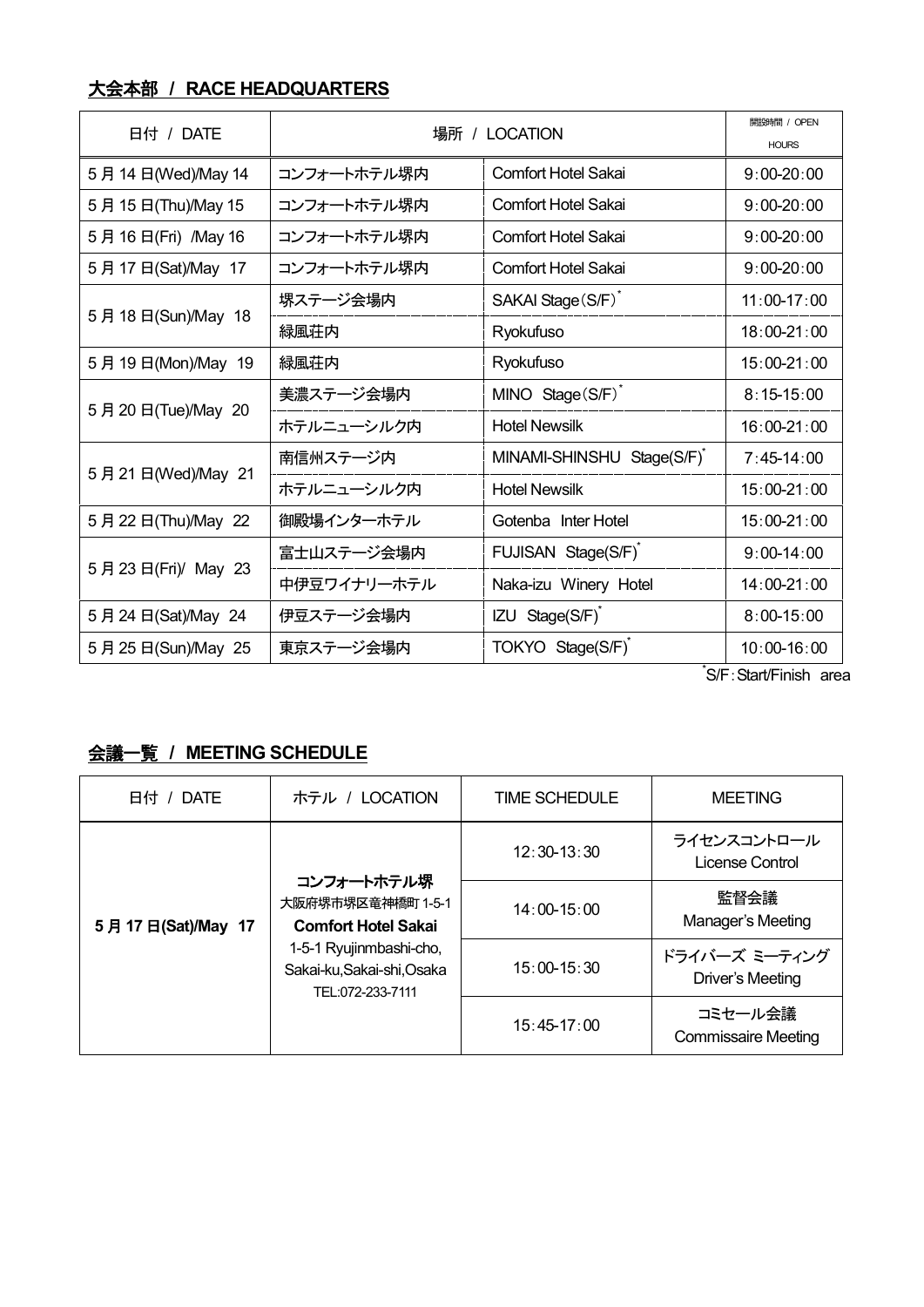## 大会本部 / RACE HEADQUARTERS

| 日付 / DATE | 場所 / LOCATION | | 開設時間 / OPEN HOURS |
|---|---|---|---|
| 5 月 14 日(Wed)/May 14 | コンフォートホテル堺内 | Comfort Hotel Sakai | 9:00-20:00 |
| 5 月 15 日(Thu)/May 15 | コンフォートホテル堺内 | Comfort Hotel Sakai | 9:00-20:00 |
| 5 月 16 日(Fri) /May 16 | コンフォートホテル堺内 | Comfort Hotel Sakai | 9:00-20:00 |
| 5 月 17 日(Sat)/May 17 | コンフォートホテル堺内 | Comfort Hotel Sakai | 9:00-20:00 |
| 5 月 18 日(Sun)/May 18 | 堺ステージ会場内 | SAKAI Stage(S/F)* | 11:00-17:00 |
| | 緑風荘内 | Ryokufuso | 18:00-21:00 |
| 5 月 19 日(Mon)/May 19 | 緑風荘内 | Ryokufuso | 15:00-21:00 |
| 5 月 20 日(Tue)/May 20 | 美濃ステージ会場内 | MINO Stage(S/F)* | 8:15-15:00 |
| | ホテルニューシルク内 | Hotel Newsilk | 16:00-21:00 |
| 5 月 21 日(Wed)/May 21 | 南信州ステージ内 | MINAMI-SHINSHU Stage(S/F)* | 7:45-14:00 |
| | ホテルニューシルク内 | Hotel Newsilk | 15:00-21:00 |
| 5 月 22 日(Thu)/May 22 | 御殿場インターホテル | Gotenba Inter Hotel | 15:00-21:00 |
| 5 月 23 日(Fri)/ May 23 | 富士山ステージ会場内 | FUJISAN Stage(S/F)* | 9:00-14:00 |
| | 中伊豆ワイナリーホテル | Naka-izu Winery Hotel | 14:00-21:00 |
| 5 月 24 日(Sat)/May 24 | 伊豆ステージ会場内 | IZU Stage(S/F)* | 8:00-15:00 |
| 5 月 25 日(Sun)/May 25 | 東京ステージ会場内 | TOKYO Stage(S/F)* | 10:00-16:00 |

*S/F:Start/Finish area

## 会議一覧 / MEETING SCHEDULE

| 日付 / DATE | ホテル / LOCATION | TIME SCHEDULE | MEETING |
|---|---|---|---|
| **5 月 17 日(Sat)/May 17** | **コンフォートホテル堺** 大阪府堺市堺区竜神橋町 1-5-1 **Comfort Hotel Sakai** 1-5-1 Ryujinmbashi-cho, Sakai-ku,Sakai-shi,Osaka TEL:072-233-7111 | 12:30-13:30 | ライセンスコントロール License Control |
| | | 14:00-15:00 | 監督会議 Manager's Meeting |
| | | 15:00-15:30 | ドライバーズ ミーティング Driver's Meeting |
| | | 15:45-17:00 | コミセール会議 Commissaire Meeting |